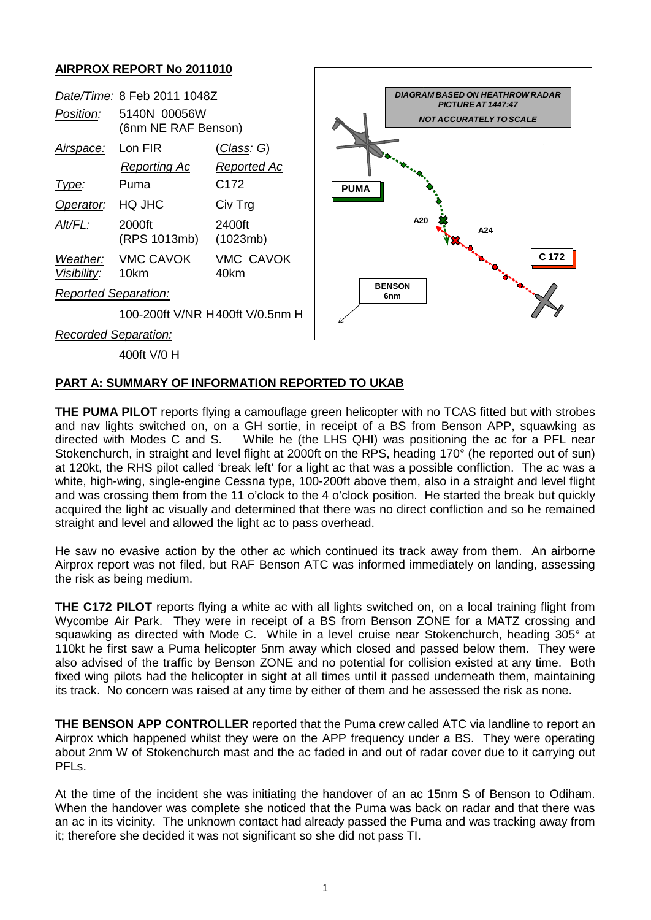**AIRPROX REPORT No 2011010**

| | | |
|---|---|---|
| *Date/Time:* | 8 Feb 2011 1048Z | |
| *Position:* | 5140N 00056W (6nm NE RAF Benson) | |
| *Airspace:* | Lon FIR | (*Class*: *G*) |
| | *Reporting Ac* | *Reported Ac* |
| *Type:* | Puma | C172 |
| *Operator:* | HQ JHC | Civ Trg |
| *Alt/FL:* | 2000ft (RPS 1013mb) | 2400ft (1023mb) |
| *Weather:* *Visibility:* | VMC CAVOK 10km | VMC CAVOK 40km |
| *Reported Separation:* | | |
| | 100-200ft V/NR H | 400ft V/0.5nm H |
| *Recorded Separation:* | | |
| | 400ft V/0 H | |

*DIAGRAM BASED ON HEATHROW RADAR PICTURE AT 1447:47*

*NOT ACCURATELY TO SCALE*

PUMA | A20 | A24 | C 172 | BENSON 6nm

## PART A: SUMMARY OF INFORMATION REPORTED TO UKAB

**THE PUMA PILOT** reports flying a camouflage green helicopter with no TCAS fitted but with strobes and nav lights switched on, on a GH sortie, in receipt of a BS from Benson APP, squawking as directed with Modes C and S. While he (the LHS QHI) was positioning the ac for a PFL near Stokenchurch, in straight and level flight at 2000ft on the RPS, heading 170° (he reported out of sun) at 120kt, the RHS pilot called 'break left' for a light ac that was a possible confliction. The ac was a white, high-wing, single-engine Cessna type, 100-200ft above them, also in a straight and level flight and was crossing them from the 11 o'clock to the 4 o'clock position. He started the break but quickly acquired the light ac visually and determined that there was no direct confliction and so he remained straight and level and allowed the light ac to pass overhead.

He saw no evasive action by the other ac which continued its track away from them. An airborne Airprox report was not filed, but RAF Benson ATC was informed immediately on landing, assessing the risk as being medium.

**THE C172 PILOT** reports flying a white ac with all lights switched on, on a local training flight from Wycombe Air Park. They were in receipt of a BS from Benson ZONE for a MATZ crossing and squawking as directed with Mode C. While in a level cruise near Stokenchurch, heading 305° at 110kt he first saw a Puma helicopter 5nm away which closed and passed below them. They were also advised of the traffic by Benson ZONE and no potential for collision existed at any time. Both fixed wing pilots had the helicopter in sight at all times until it passed underneath them, maintaining its track. No concern was raised at any time by either of them and he assessed the risk as none.

**THE BENSON APP CONTROLLER** reported that the Puma crew called ATC via landline to report an Airprox which happened whilst they were on the APP frequency under a BS. They were operating about 2nm W of Stokenchurch mast and the ac faded in and out of radar cover due to it carrying out PFLs.

At the time of the incident she was initiating the handover of an ac 15nm S of Benson to Odiham. When the handover was complete she noticed that the Puma was back on radar and that there was an ac in its vicinity. The unknown contact had already passed the Puma and was tracking away from it; therefore she decided it was not significant so she did not pass TI.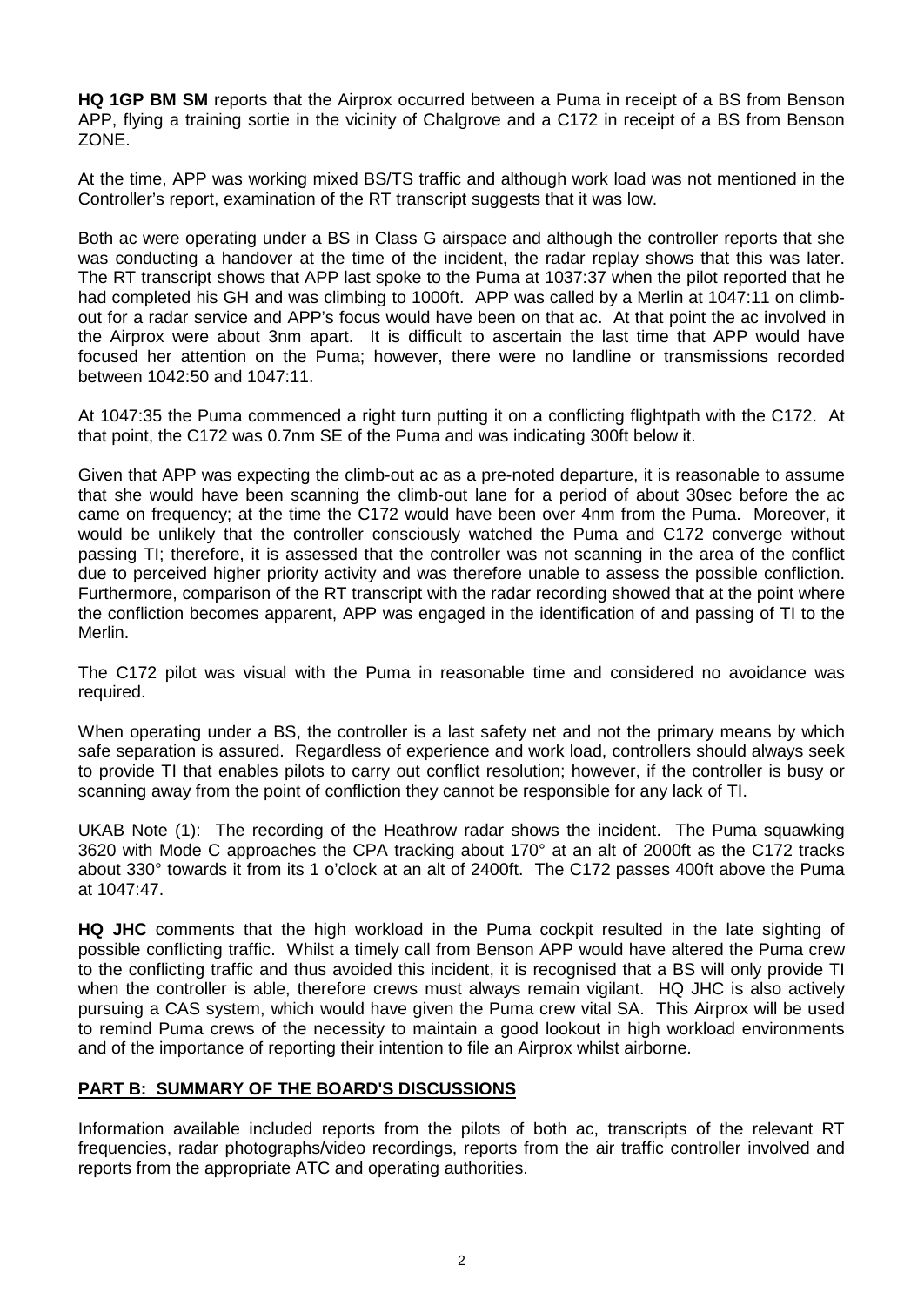**HQ 1GP BM SM** reports that the Airprox occurred between a Puma in receipt of a BS from Benson APP, flying a training sortie in the vicinity of Chalgrove and a C172 in receipt of a BS from Benson ZONE.

At the time, APP was working mixed BS/TS traffic and although work load was not mentioned in the Controller's report, examination of the RT transcript suggests that it was low.

Both ac were operating under a BS in Class G airspace and although the controller reports that she was conducting a handover at the time of the incident, the radar replay shows that this was later. The RT transcript shows that APP last spoke to the Puma at 1037:37 when the pilot reported that he had completed his GH and was climbing to 1000ft. APP was called by a Merlin at 1047:11 on climb-out for a radar service and APP's focus would have been on that ac. At that point the ac involved in the Airprox were about 3nm apart. It is difficult to ascertain the last time that APP would have focused her attention on the Puma; however, there were no landline or transmissions recorded between 1042:50 and 1047:11.

At 1047:35 the Puma commenced a right turn putting it on a conflicting flightpath with the C172. At that point, the C172 was 0.7nm SE of the Puma and was indicating 300ft below it.

Given that APP was expecting the climb-out ac as a pre-noted departure, it is reasonable to assume that she would have been scanning the climb-out lane for a period of about 30sec before the ac came on frequency; at the time the C172 would have been over 4nm from the Puma. Moreover, it would be unlikely that the controller consciously watched the Puma and C172 converge without passing TI; therefore, it is assessed that the controller was not scanning in the area of the conflict due to perceived higher priority activity and was therefore unable to assess the possible confliction. Furthermore, comparison of the RT transcript with the radar recording showed that at the point where the confliction becomes apparent, APP was engaged in the identification of and passing of TI to the Merlin.

The C172 pilot was visual with the Puma in reasonable time and considered no avoidance was required.

When operating under a BS, the controller is a last safety net and not the primary means by which safe separation is assured. Regardless of experience and work load, controllers should always seek to provide TI that enables pilots to carry out conflict resolution; however, if the controller is busy or scanning away from the point of confliction they cannot be responsible for any lack of TI.

UKAB Note (1): The recording of the Heathrow radar shows the incident. The Puma squawking 3620 with Mode C approaches the CPA tracking about 170° at an alt of 2000ft as the C172 tracks about 330° towards it from its 1 o'clock at an alt of 2400ft. The C172 passes 400ft above the Puma at 1047:47.

**HQ JHC** comments that the high workload in the Puma cockpit resulted in the late sighting of possible conflicting traffic. Whilst a timely call from Benson APP would have altered the Puma crew to the conflicting traffic and thus avoided this incident, it is recognised that a BS will only provide TI when the controller is able, therefore crews must always remain vigilant. HQ JHC is also actively pursuing a CAS system, which would have given the Puma crew vital SA. This Airprox will be used to remind Puma crews of the necessity to maintain a good lookout in high workload environments and of the importance of reporting their intention to file an Airprox whilst airborne.

## PART B: SUMMARY OF THE BOARD'S DISCUSSIONS

Information available included reports from the pilots of both ac, transcripts of the relevant RT frequencies, radar photographs/video recordings, reports from the air traffic controller involved and reports from the appropriate ATC and operating authorities.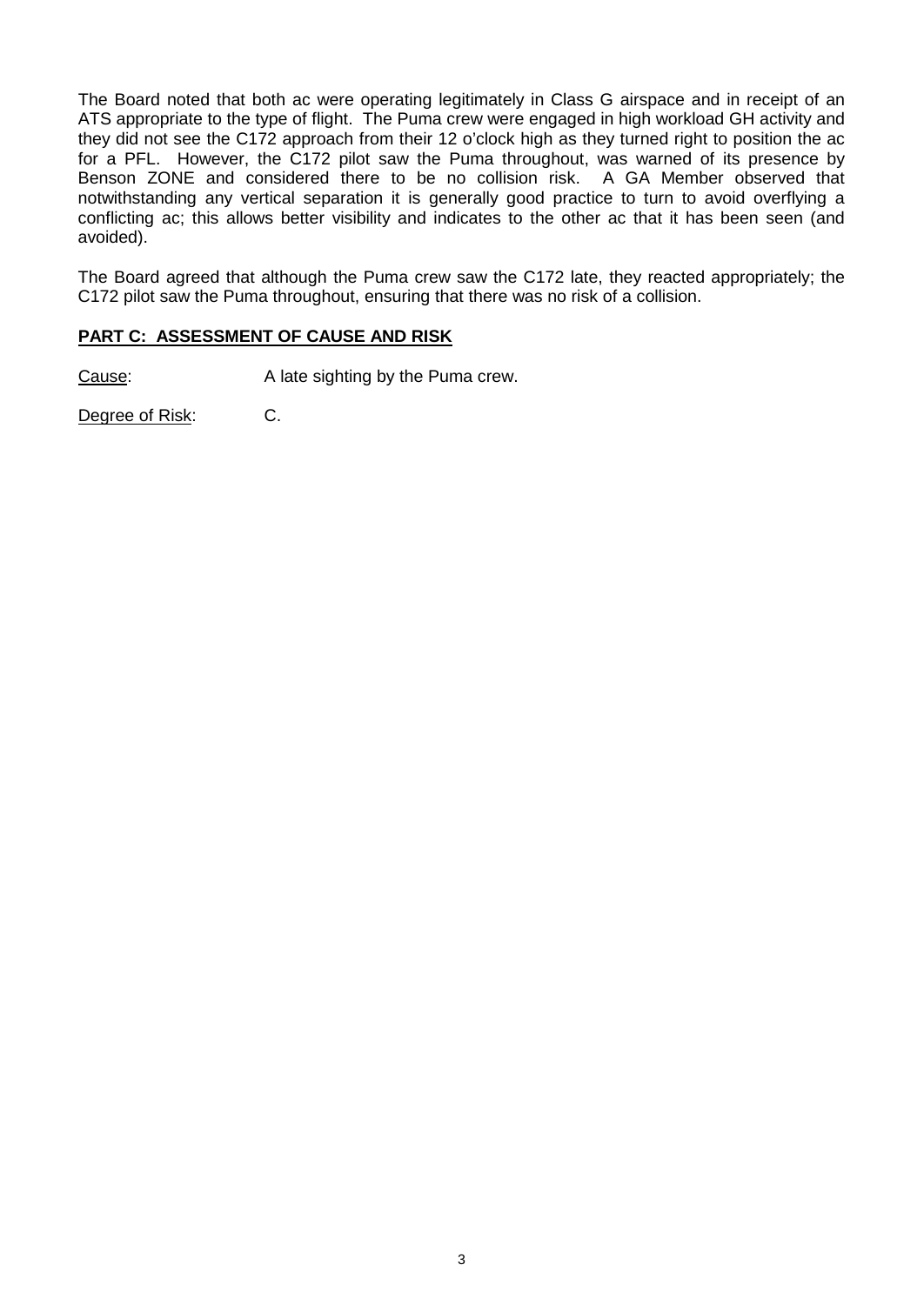The Board noted that both ac were operating legitimately in Class G airspace and in receipt of an ATS appropriate to the type of flight. The Puma crew were engaged in high workload GH activity and they did not see the C172 approach from their 12 o'clock high as they turned right to position the ac for a PFL. However, the C172 pilot saw the Puma throughout, was warned of its presence by Benson ZONE and considered there to be no collision risk. A GA Member observed that notwithstanding any vertical separation it is generally good practice to turn to avoid overflying a conflicting ac; this allows better visibility and indicates to the other ac that it has been seen (and avoided).

The Board agreed that although the Puma crew saw the C172 late, they reacted appropriately; the C172 pilot saw the Puma throughout, ensuring that there was no risk of a collision.

## PART C: ASSESSMENT OF CAUSE AND RISK

Cause: A late sighting by the Puma crew.

Degree of Risk: C.